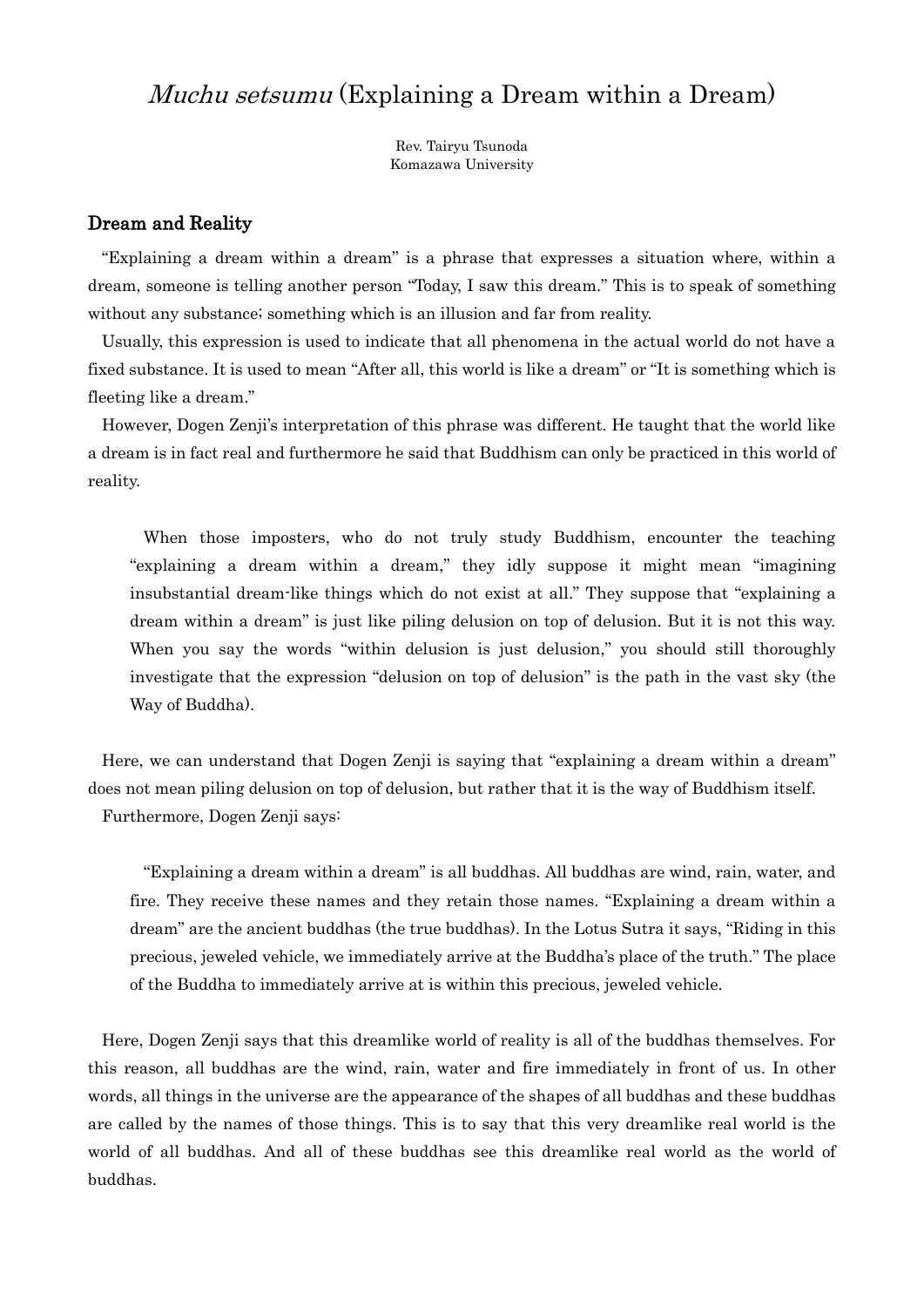# *Muchu setsumu* (Explaining a Dream within a Dream)

Rev. Tairyu Tsunoda
Komazawa University

## Dream and Reality

"Explaining a dream within a dream" is a phrase that expresses a situation where, within a dream, someone is telling another person "Today, I saw this dream." This is to speak of something without any substance; something which is an illusion and far from reality.

Usually, this expression is used to indicate that all phenomena in the actual world do not have a fixed substance. It is used to mean "After all, this world is like a dream" or "It is something which is fleeting like a dream."

However, Dogen Zenji's interpretation of this phrase was different. He taught that the world like a dream is in fact real and furthermore he said that Buddhism can only be practiced in this world of reality.

> When those imposters, who do not truly study Buddhism, encounter the teaching "explaining a dream within a dream," they idly suppose it might mean "imagining insubstantial dream-like things which do not exist at all." They suppose that "explaining a dream within a dream" is just like piling delusion on top of delusion. But it is not this way. When you say the words "within delusion is just delusion," you should still thoroughly investigate that the expression "delusion on top of delusion" is the path in the vast sky (the Way of Buddha).

Here, we can understand that Dogen Zenji is saying that "explaining a dream within a dream" does not mean piling delusion on top of delusion, but rather that it is the way of Buddhism itself.

Furthermore, Dogen Zenji says:

> "Explaining a dream within a dream" is all buddhas. All buddhas are wind, rain, water, and fire. They receive these names and they retain those names. "Explaining a dream within a dream" are the ancient buddhas (the true buddhas). In the Lotus Sutra it says, "Riding in this precious, jeweled vehicle, we immediately arrive at the Buddha's place of the truth." The place of the Buddha to immediately arrive at is within this precious, jeweled vehicle.

Here, Dogen Zenji says that this dreamlike world of reality is all of the buddhas themselves. For this reason, all buddhas are the wind, rain, water and fire immediately in front of us. In other words, all things in the universe are the appearance of the shapes of all buddhas and these buddhas are called by the names of those things. This is to say that this very dreamlike real world is the world of all buddhas. And all of these buddhas see this dreamlike real world as the world of buddhas.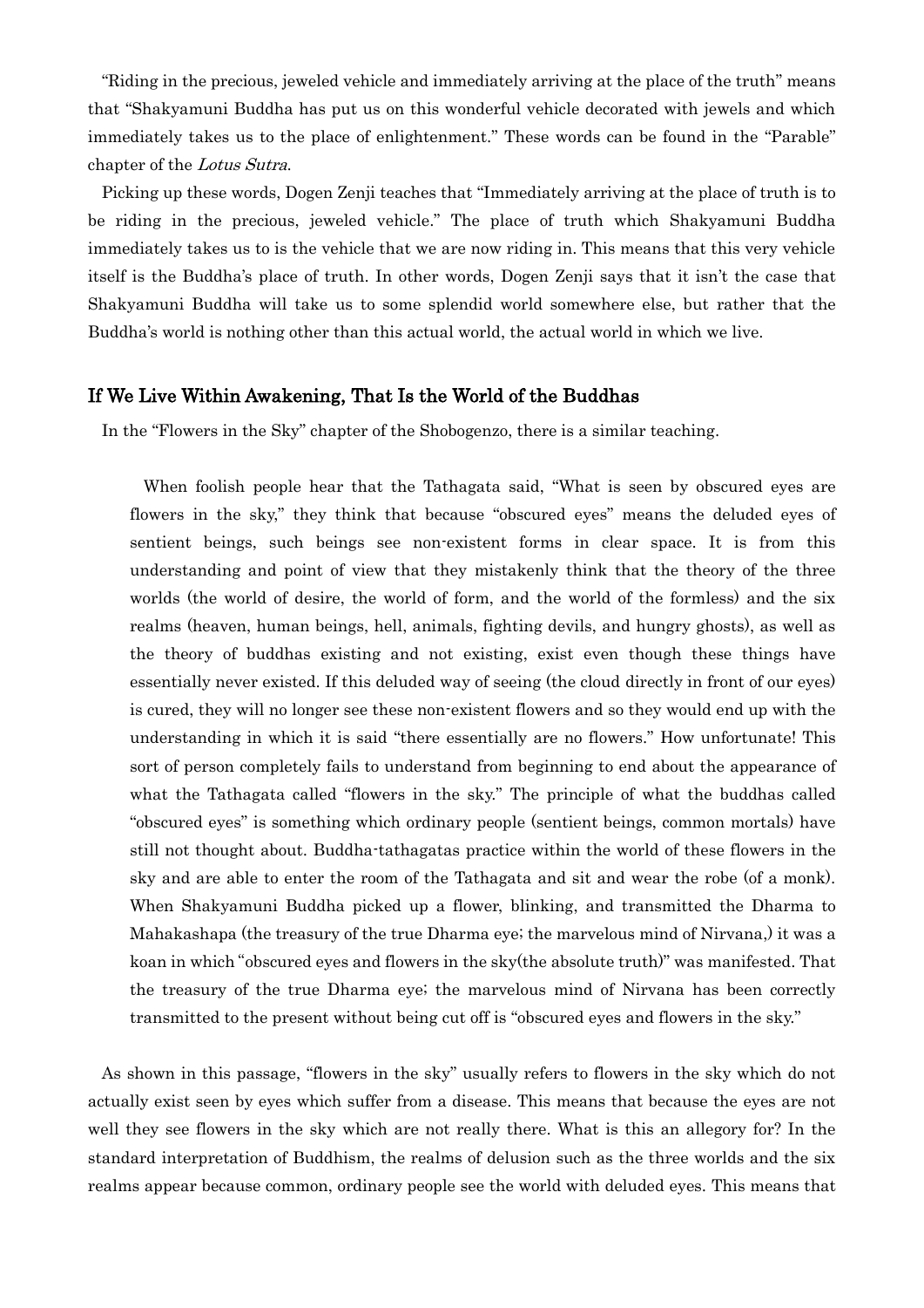"Riding in the precious, jeweled vehicle and immediately arriving at the place of the truth" means that "Shakyamuni Buddha has put us on this wonderful vehicle decorated with jewels and which immediately takes us to the place of enlightenment." These words can be found in the "Parable" chapter of the *Lotus Sutra*.

Picking up these words, Dogen Zenji teaches that "Immediately arriving at the place of truth is to be riding in the precious, jeweled vehicle." The place of truth which Shakyamuni Buddha immediately takes us to is the vehicle that we are now riding in. This means that this very vehicle itself is the Buddha's place of truth. In other words, Dogen Zenji says that it isn't the case that Shakyamuni Buddha will take us to some splendid world somewhere else, but rather that the Buddha's world is nothing other than this actual world, the actual world in which we live.

## If We Live Within Awakening, That Is the World of the Buddhas

In the "Flowers in the Sky" chapter of the Shobogenzo, there is a similar teaching.

> When foolish people hear that the Tathagata said, "What is seen by obscured eyes are flowers in the sky," they think that because "obscured eyes" means the deluded eyes of sentient beings, such beings see non-existent forms in clear space. It is from this understanding and point of view that they mistakenly think that the theory of the three worlds (the world of desire, the world of form, and the world of the formless) and the six realms (heaven, human beings, hell, animals, fighting devils, and hungry ghosts), as well as the theory of buddhas existing and not existing, exist even though these things have essentially never existed. If this deluded way of seeing (the cloud directly in front of our eyes) is cured, they will no longer see these non-existent flowers and so they would end up with the understanding in which it is said "there essentially are no flowers." How unfortunate! This sort of person completely fails to understand from beginning to end about the appearance of what the Tathagata called "flowers in the sky." The principle of what the buddhas called "obscured eyes" is something which ordinary people (sentient beings, common mortals) have still not thought about. Buddha-tathagatas practice within the world of these flowers in the sky and are able to enter the room of the Tathagata and sit and wear the robe (of a monk). When Shakyamuni Buddha picked up a flower, blinking, and transmitted the Dharma to Mahakashapa (the treasury of the true Dharma eye; the marvelous mind of Nirvana,) it was a koan in which "obscured eyes and flowers in the sky(the absolute truth)" was manifested. That the treasury of the true Dharma eye; the marvelous mind of Nirvana has been correctly transmitted to the present without being cut off is "obscured eyes and flowers in the sky."

As shown in this passage, "flowers in the sky" usually refers to flowers in the sky which do not actually exist seen by eyes which suffer from a disease. This means that because the eyes are not well they see flowers in the sky which are not really there. What is this an allegory for? In the standard interpretation of Buddhism, the realms of delusion such as the three worlds and the six realms appear because common, ordinary people see the world with deluded eyes. This means that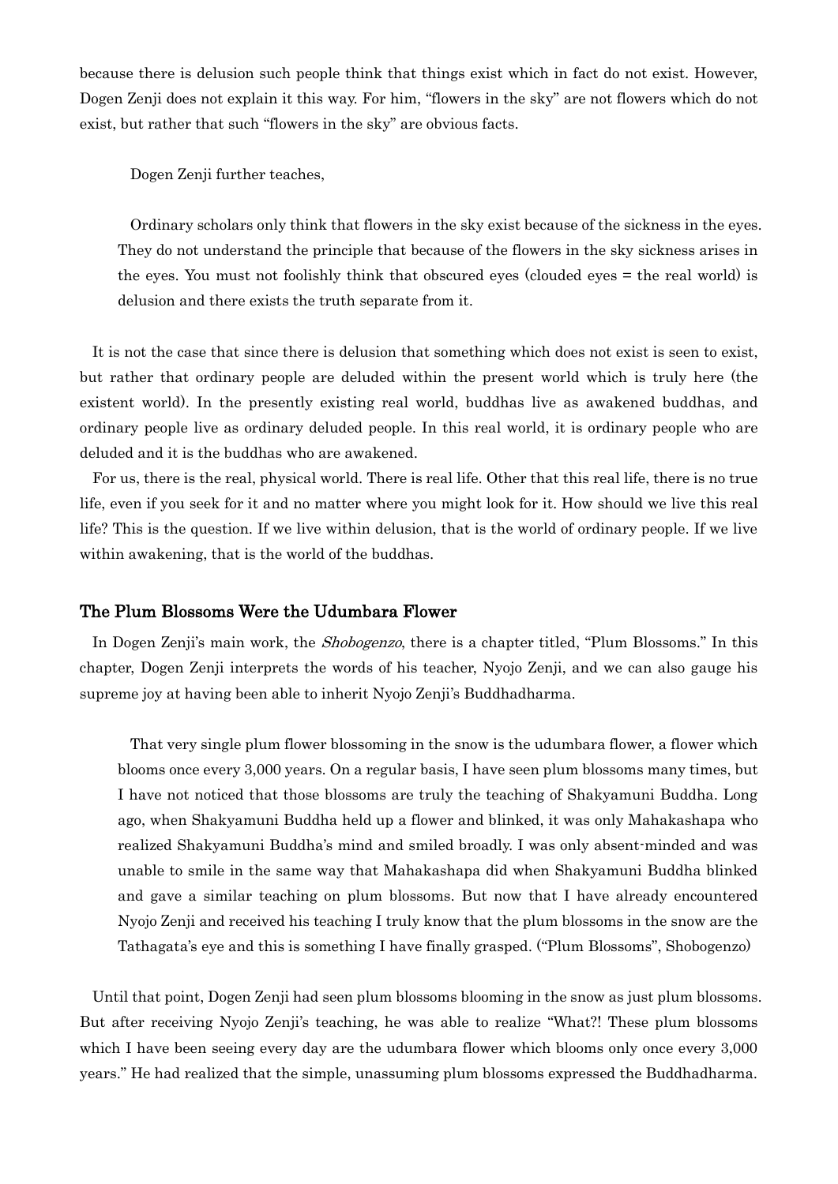because there is delusion such people think that things exist which in fact do not exist. However, Dogen Zenji does not explain it this way. For him, "flowers in the sky" are not flowers which do not exist, but rather that such "flowers in the sky" are obvious facts.

Dogen Zenji further teaches,

> Ordinary scholars only think that flowers in the sky exist because of the sickness in the eyes. They do not understand the principle that because of the flowers in the sky sickness arises in the eyes. You must not foolishly think that obscured eyes (clouded eyes = the real world) is delusion and there exists the truth separate from it.

It is not the case that since there is delusion that something which does not exist is seen to exist, but rather that ordinary people are deluded within the present world which is truly here (the existent world). In the presently existing real world, buddhas live as awakened buddhas, and ordinary people live as ordinary deluded people. In this real world, it is ordinary people who are deluded and it is the buddhas who are awakened.

For us, there is the real, physical world. There is real life. Other that this real life, there is no true life, even if you seek for it and no matter where you might look for it. How should we live this real life? This is the question. If we live within delusion, that is the world of ordinary people. If we live within awakening, that is the world of the buddhas.

## The Plum Blossoms Were the Udumbara Flower

In Dogen Zenji's main work, the *Shobogenzo*, there is a chapter titled, "Plum Blossoms." In this chapter, Dogen Zenji interprets the words of his teacher, Nyojo Zenji, and we can also gauge his supreme joy at having been able to inherit Nyojo Zenji's Buddhadharma.

> That very single plum flower blossoming in the snow is the udumbara flower, a flower which blooms once every 3,000 years. On a regular basis, I have seen plum blossoms many times, but I have not noticed that those blossoms are truly the teaching of Shakyamuni Buddha. Long ago, when Shakyamuni Buddha held up a flower and blinked, it was only Mahakashapa who realized Shakyamuni Buddha's mind and smiled broadly. I was only absent-minded and was unable to smile in the same way that Mahakashapa did when Shakyamuni Buddha blinked and gave a similar teaching on plum blossoms. But now that I have already encountered Nyojo Zenji and received his teaching I truly know that the plum blossoms in the snow are the Tathagata's eye and this is something I have finally grasped. ("Plum Blossoms", Shobogenzo)

Until that point, Dogen Zenji had seen plum blossoms blooming in the snow as just plum blossoms. But after receiving Nyojo Zenji's teaching, he was able to realize "What?! These plum blossoms which I have been seeing every day are the udumbara flower which blooms only once every 3,000 years." He had realized that the simple, unassuming plum blossoms expressed the Buddhadharma.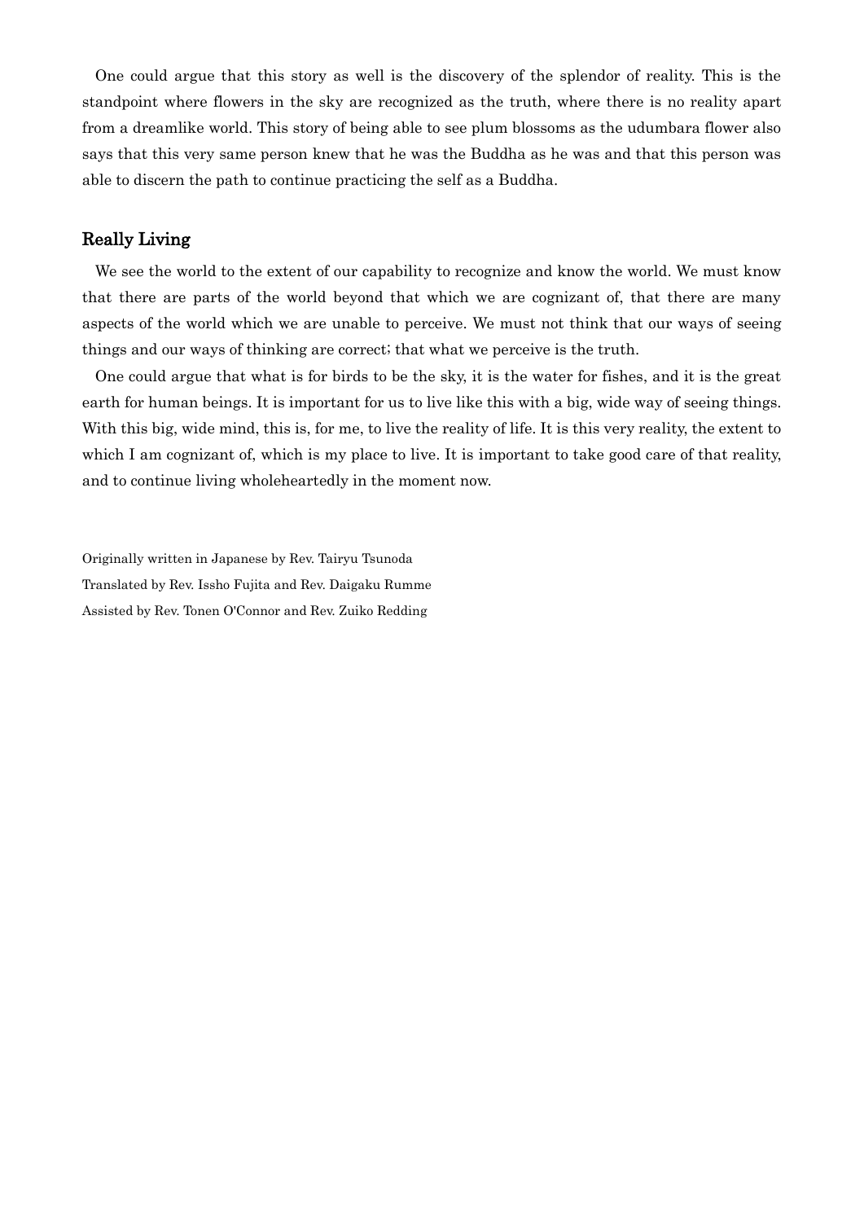One could argue that this story as well is the discovery of the splendor of reality. This is the standpoint where flowers in the sky are recognized as the truth, where there is no reality apart from a dreamlike world. This story of being able to see plum blossoms as the udumbara flower also says that this very same person knew that he was the Buddha as he was and that this person was able to discern the path to continue practicing the self as a Buddha.

## Really Living

We see the world to the extent of our capability to recognize and know the world. We must know that there are parts of the world beyond that which we are cognizant of, that there are many aspects of the world which we are unable to perceive. We must not think that our ways of seeing things and our ways of thinking are correct; that what we perceive is the truth.

One could argue that what is for birds to be the sky, it is the water for fishes, and it is the great earth for human beings. It is important for us to live like this with a big, wide way of seeing things. With this big, wide mind, this is, for me, to live the reality of life. It is this very reality, the extent to which I am cognizant of, which is my place to live. It is important to take good care of that reality, and to continue living wholeheartedly in the moment now.

Originally written in Japanese by Rev. Tairyu Tsunoda

Translated by Rev. Issho Fujita and Rev. Daigaku Rumme

Assisted by Rev. Tonen O'Connor and Rev. Zuiko Redding